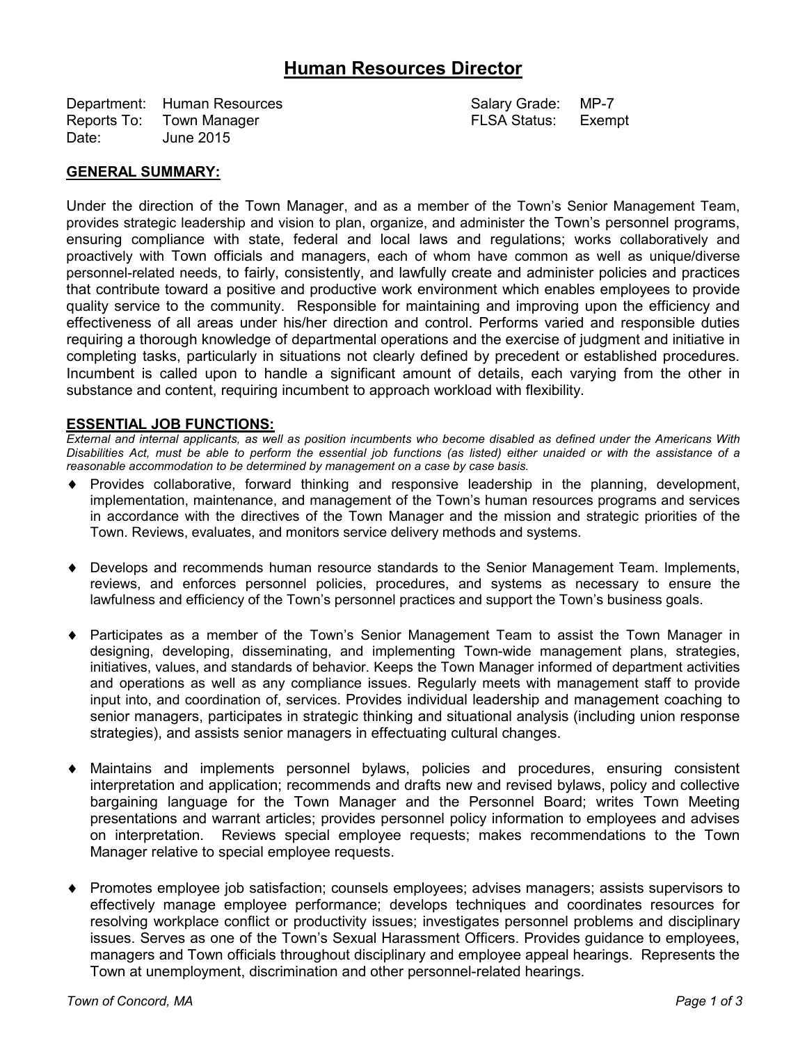# Human Resources Director

Department: Human Resources
Reports To: Town Manager
Date: June 2015

Salary Grade: MP-7
FLSA Status: Exempt

## GENERAL SUMMARY:

Under the direction of the Town Manager, and as a member of the Town's Senior Management Team, provides strategic leadership and vision to plan, organize, and administer the Town's personnel programs, ensuring compliance with state, federal and local laws and regulations; works collaboratively and proactively with Town officials and managers, each of whom have common as well as unique/diverse personnel-related needs, to fairly, consistently, and lawfully create and administer policies and practices that contribute toward a positive and productive work environment which enables employees to provide quality service to the community. Responsible for maintaining and improving upon the efficiency and effectiveness of all areas under his/her direction and control. Performs varied and responsible duties requiring a thorough knowledge of departmental operations and the exercise of judgment and initiative in completing tasks, particularly in situations not clearly defined by precedent or established procedures. Incumbent is called upon to handle a significant amount of details, each varying from the other in substance and content, requiring incumbent to approach workload with flexibility.

## ESSENTIAL JOB FUNCTIONS:

*External and internal applicants, as well as position incumbents who become disabled as defined under the Americans With Disabilities Act, must be able to perform the essential job functions (as listed) either unaided or with the assistance of a reasonable accommodation to be determined by management on a case by case basis.*

- Provides collaborative, forward thinking and responsive leadership in the planning, development, implementation, maintenance, and management of the Town's human resources programs and services in accordance with the directives of the Town Manager and the mission and strategic priorities of the Town. Reviews, evaluates, and monitors service delivery methods and systems.

- Develops and recommends human resource standards to the Senior Management Team. Implements, reviews, and enforces personnel policies, procedures, and systems as necessary to ensure the lawfulness and efficiency of the Town's personnel practices and support the Town's business goals.

- Participates as a member of the Town's Senior Management Team to assist the Town Manager in designing, developing, disseminating, and implementing Town-wide management plans, strategies, initiatives, values, and standards of behavior. Keeps the Town Manager informed of department activities and operations as well as any compliance issues. Regularly meets with management staff to provide input into, and coordination of, services. Provides individual leadership and management coaching to senior managers, participates in strategic thinking and situational analysis (including union response strategies), and assists senior managers in effectuating cultural changes.

- Maintains and implements personnel bylaws, policies and procedures, ensuring consistent interpretation and application; recommends and drafts new and revised bylaws, policy and collective bargaining language for the Town Manager and the Personnel Board; writes Town Meeting presentations and warrant articles; provides personnel policy information to employees and advises on interpretation. Reviews special employee requests; makes recommendations to the Town Manager relative to special employee requests.

- Promotes employee job satisfaction; counsels employees; advises managers; assists supervisors to effectively manage employee performance; develops techniques and coordinates resources for resolving workplace conflict or productivity issues; investigates personnel problems and disciplinary issues. Serves as one of the Town's Sexual Harassment Officers. Provides guidance to employees, managers and Town officials throughout disciplinary and employee appeal hearings. Represents the Town at unemployment, discrimination and other personnel-related hearings.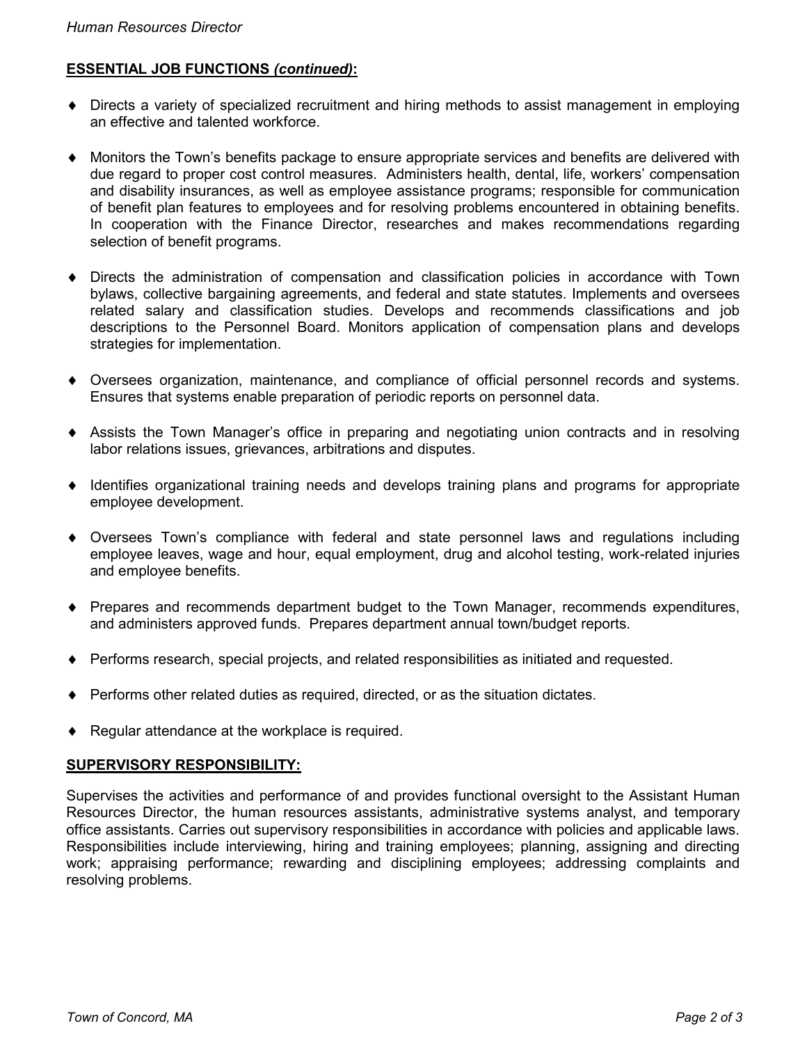## **ESSENTIAL JOB FUNCTIONS *(continued)*:**

- Directs a variety of specialized recruitment and hiring methods to assist management in employing an effective and talented workforce.

- Monitors the Town's benefits package to ensure appropriate services and benefits are delivered with due regard to proper cost control measures. Administers health, dental, life, workers' compensation and disability insurances, as well as employee assistance programs; responsible for communication of benefit plan features to employees and for resolving problems encountered in obtaining benefits. In cooperation with the Finance Director, researches and makes recommendations regarding selection of benefit programs.

- Directs the administration of compensation and classification policies in accordance with Town bylaws, collective bargaining agreements, and federal and state statutes. Implements and oversees related salary and classification studies. Develops and recommends classifications and job descriptions to the Personnel Board. Monitors application of compensation plans and develops strategies for implementation.

- Oversees organization, maintenance, and compliance of official personnel records and systems. Ensures that systems enable preparation of periodic reports on personnel data.

- Assists the Town Manager's office in preparing and negotiating union contracts and in resolving labor relations issues, grievances, arbitrations and disputes.

- Identifies organizational training needs and develops training plans and programs for appropriate employee development.

- Oversees Town's compliance with federal and state personnel laws and regulations including employee leaves, wage and hour, equal employment, drug and alcohol testing, work-related injuries and employee benefits.

- Prepares and recommends department budget to the Town Manager, recommends expenditures, and administers approved funds. Prepares department annual town/budget reports.

- Performs research, special projects, and related responsibilities as initiated and requested.

- Performs other related duties as required, directed, or as the situation dictates.

- Regular attendance at the workplace is required.

## **SUPERVISORY RESPONSIBILITY:**

Supervises the activities and performance of and provides functional oversight to the Assistant Human Resources Director, the human resources assistants, administrative systems analyst, and temporary office assistants. Carries out supervisory responsibilities in accordance with policies and applicable laws. Responsibilities include interviewing, hiring and training employees; planning, assigning and directing work; appraising performance; rewarding and disciplining employees; addressing complaints and resolving problems.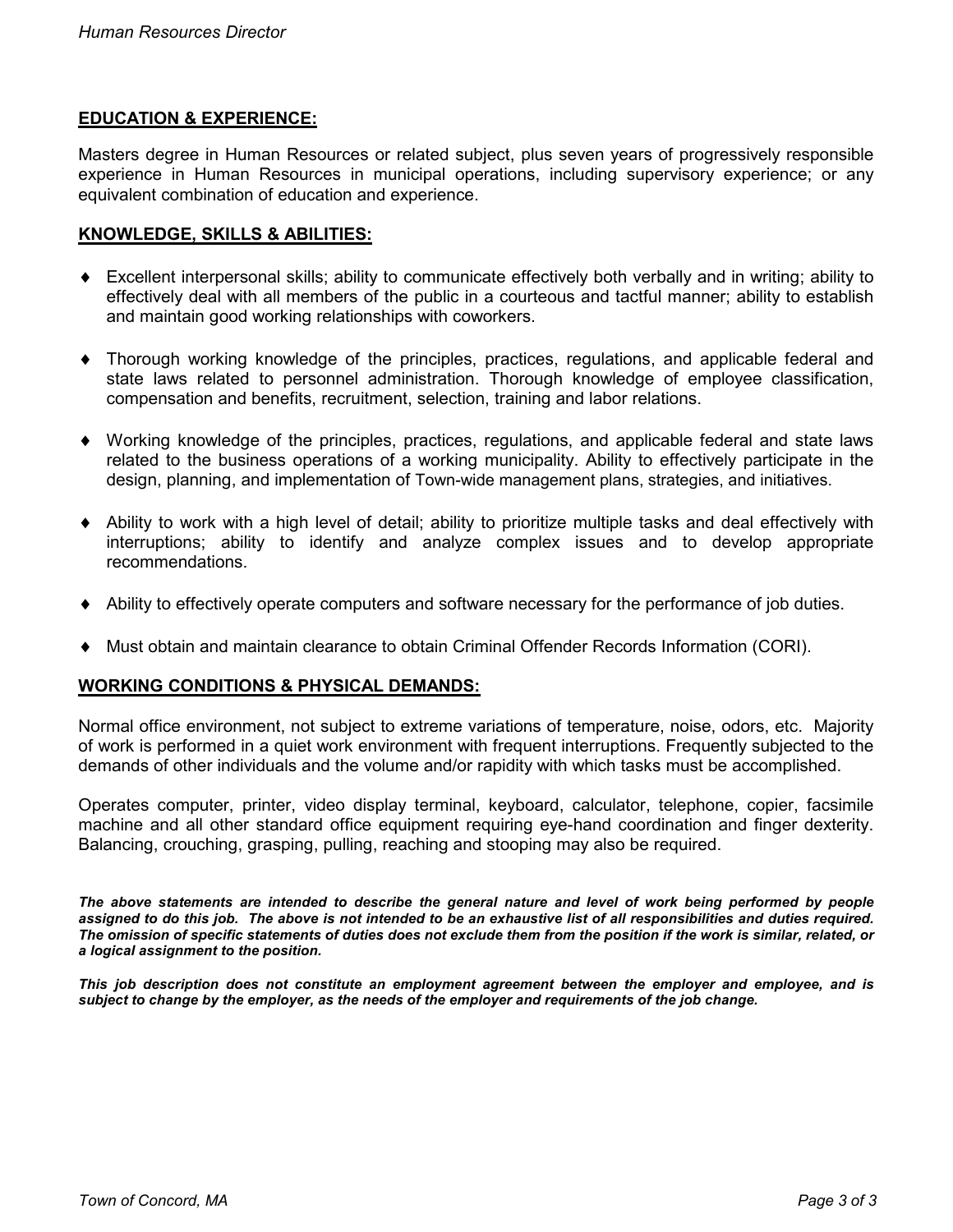## EDUCATION & EXPERIENCE:

Masters degree in Human Resources or related subject, plus seven years of progressively responsible experience in Human Resources in municipal operations, including supervisory experience; or any equivalent combination of education and experience.

## KNOWLEDGE, SKILLS & ABILITIES:

- Excellent interpersonal skills; ability to communicate effectively both verbally and in writing; ability to effectively deal with all members of the public in a courteous and tactful manner; ability to establish and maintain good working relationships with coworkers.
- Thorough working knowledge of the principles, practices, regulations, and applicable federal and state laws related to personnel administration. Thorough knowledge of employee classification, compensation and benefits, recruitment, selection, training and labor relations.
- Working knowledge of the principles, practices, regulations, and applicable federal and state laws related to the business operations of a working municipality. Ability to effectively participate in the design, planning, and implementation of Town-wide management plans, strategies, and initiatives.
- Ability to work with a high level of detail; ability to prioritize multiple tasks and deal effectively with interruptions; ability to identify and analyze complex issues and to develop appropriate recommendations.
- Ability to effectively operate computers and software necessary for the performance of job duties.
- Must obtain and maintain clearance to obtain Criminal Offender Records Information (CORI).

## WORKING CONDITIONS & PHYSICAL DEMANDS:

Normal office environment, not subject to extreme variations of temperature, noise, odors, etc. Majority of work is performed in a quiet work environment with frequent interruptions. Frequently subjected to the demands of other individuals and the volume and/or rapidity with which tasks must be accomplished.

Operates computer, printer, video display terminal, keyboard, calculator, telephone, copier, facsimile machine and all other standard office equipment requiring eye-hand coordination and finger dexterity. Balancing, crouching, grasping, pulling, reaching and stooping may also be required.

***The above statements are intended to describe the general nature and level of work being performed by people assigned to do this job. The above is not intended to be an exhaustive list of all responsibilities and duties required. The omission of specific statements of duties does not exclude them from the position if the work is similar, related, or a logical assignment to the position.***

***This job description does not constitute an employment agreement between the employer and employee, and is subject to change by the employer, as the needs of the employer and requirements of the job change.***